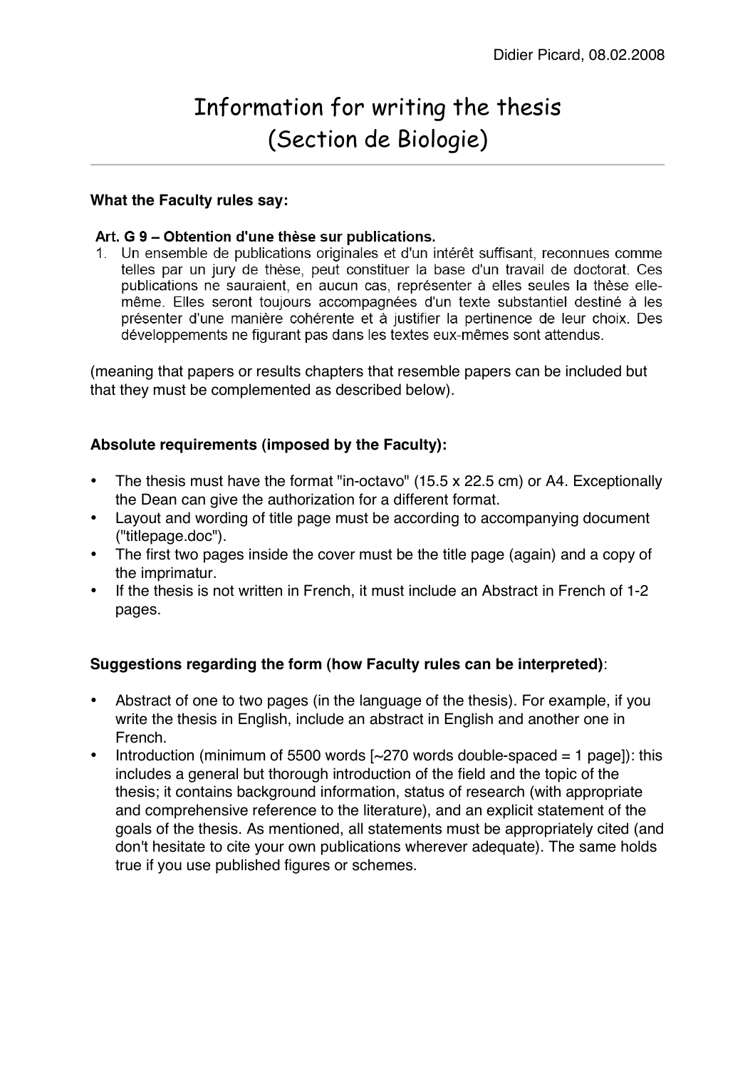Didier Picard, 08.02.2008

# Information for writing the thesis (Section de Biologie)

**What the Faculty rules say:**

**Art. G 9 – Obtention d'une thèse sur publications.**

1. Un ensemble de publications originales et d'un intérêt suffisant, reconnues comme telles par un jury de thèse, peut constituer la base d'un travail de doctorat. Ces publications ne sauraient, en aucun cas, représenter à elles seules la thèse elle-même. Elles seront toujours accompagnées d'un texte substantiel destiné à les présenter d'une manière cohérente et à justifier la pertinence de leur choix. Des développements ne figurant pas dans les textes eux-mêmes sont attendus.

(meaning that papers or results chapters that resemble papers can be included but that they must be complemented as described below).

**Absolute requirements (imposed by the Faculty):**

- The thesis must have the format "in-octavo" (15.5 x 22.5 cm) or A4. Exceptionally the Dean can give the authorization for a different format.
- Layout and wording of title page must be according to accompanying document ("titlepage.doc").
- The first two pages inside the cover must be the title page (again) and a copy of the imprimatur.
- If the thesis is not written in French, it must include an Abstract in French of 1-2 pages.

**Suggestions regarding the form (how Faculty rules can be interpreted)**:

- Abstract of one to two pages (in the language of the thesis). For example, if you write the thesis in English, include an abstract in English and another one in French.
- Introduction (minimum of 5500 words [~270 words double-spaced = 1 page]): this includes a general but thorough introduction of the field and the topic of the thesis; it contains background information, status of research (with appropriate and comprehensive reference to the literature), and an explicit statement of the goals of the thesis. As mentioned, all statements must be appropriately cited (and don't hesitate to cite your own publications wherever adequate). The same holds true if you use published figures or schemes.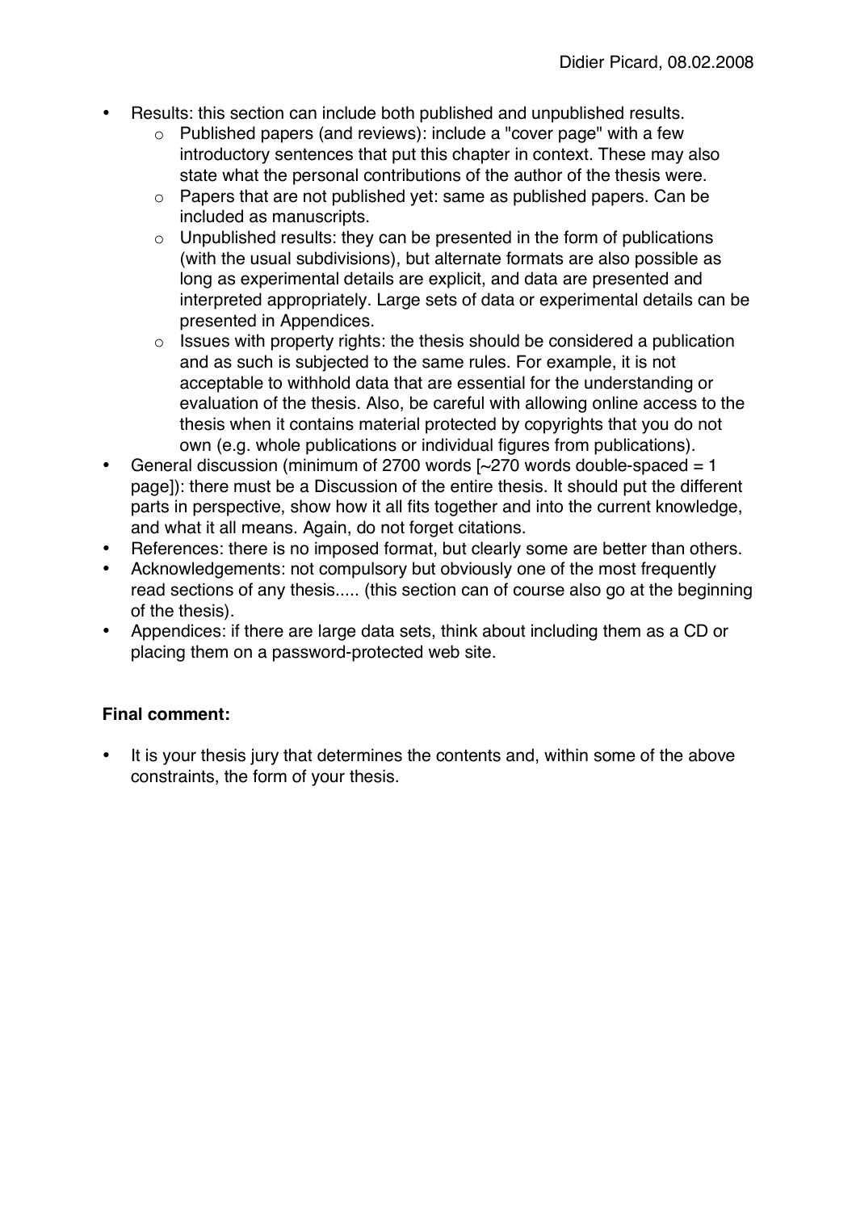- Results: this section can include both published and unpublished results.
  - Published papers (and reviews): include a "cover page" with a few introductory sentences that put this chapter in context. These may also state what the personal contributions of the author of the thesis were.
  - Papers that are not published yet: same as published papers. Can be included as manuscripts.
  - Unpublished results: they can be presented in the form of publications (with the usual subdivisions), but alternate formats are also possible as long as experimental details are explicit, and data are presented and interpreted appropriately. Large sets of data or experimental details can be presented in Appendices.
  - Issues with property rights: the thesis should be considered a publication and as such is subjected to the same rules. For example, it is not acceptable to withhold data that are essential for the understanding or evaluation of the thesis. Also, be careful with allowing online access to the thesis when it contains material protected by copyrights that you do not own (e.g. whole publications or individual figures from publications).
- General discussion (minimum of 2700 words [~270 words double-spaced = 1 page]): there must be a Discussion of the entire thesis. It should put the different parts in perspective, show how it all fits together and into the current knowledge, and what it all means. Again, do not forget citations.
- References: there is no imposed format, but clearly some are better than others.
- Acknowledgements: not compulsory but obviously one of the most frequently read sections of any thesis..... (this section can of course also go at the beginning of the thesis).
- Appendices: if there are large data sets, think about including them as a CD or placing them on a password-protected web site.

**Final comment:**

- It is your thesis jury that determines the contents and, within some of the above constraints, the form of your thesis.